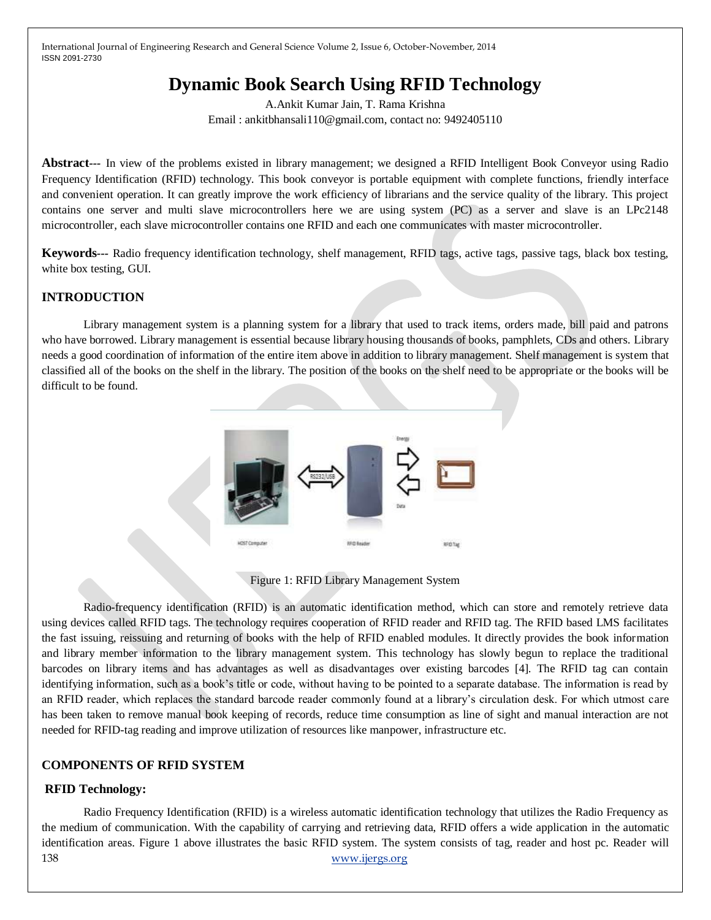# Dynamic Book Search Using RFID Technology

A.Ankit Kumar Jain, T. Rama Krishna

Email : ankitbhansali110@gmail.com, contact no: 9492405110

**Abstract**--- In view of the problems existed in library management; we designed a RFID Intelligent Book Conveyor using Radio Frequency Identification (RFID) technology. This book conveyor is portable equipment with complete functions, friendly interface and convenient operation. It can greatly improve the work efficiency of librarians and the service quality of the library. This project contains one server and multi slave microcontrollers here we are using system (PC) as a server and slave is an LPc2148 microcontroller, each slave microcontroller contains one RFID and each one communicates with master microcontroller.

**Keywords**--- Radio frequency identification technology, shelf management, RFID tags, active tags, passive tags, black box testing, white box testing, GUI.

## INTRODUCTION

Library management system is a planning system for a library that used to track items, orders made, bill paid and patrons who have borrowed. Library management is essential because library housing thousands of books, pamphlets, CDs and others. Library needs a good coordination of information of the entire item above in addition to library management. Shelf management is system that classified all of the books on the shelf in the library. The position of the books on the shelf need to be appropriate or the books will be difficult to be found.

Figure 1: RFID Library Management System

Radio-frequency identification (RFID) is an automatic identification method, which can store and remotely retrieve data using devices called RFID tags. The technology requires cooperation of RFID reader and RFID tag. The RFID based LMS facilitates the fast issuing, reissuing and returning of books with the help of RFID enabled modules. It directly provides the book information and library member information to the library management system. This technology has slowly begun to replace the traditional barcodes on library items and has advantages as well as disadvantages over existing barcodes [4]. The RFID tag can contain identifying information, such as a book's title or code, without having to be pointed to a separate database. The information is read by an RFID reader, which replaces the standard barcode reader commonly found at a library's circulation desk. For which utmost care has been taken to remove manual book keeping of records, reduce time consumption as line of sight and manual interaction are not needed for RFID-tag reading and improve utilization of resources like manpower, infrastructure etc.

## COMPONENTS OF RFID SYSTEM

### RFID Technology:

Radio Frequency Identification (RFID) is a wireless automatic identification technology that utilizes the Radio Frequency as the medium of communication. With the capability of carrying and retrieving data, RFID offers a wide application in the automatic identification areas. Figure 1 above illustrates the basic RFID system. The system consists of tag, reader and host pc. Reader will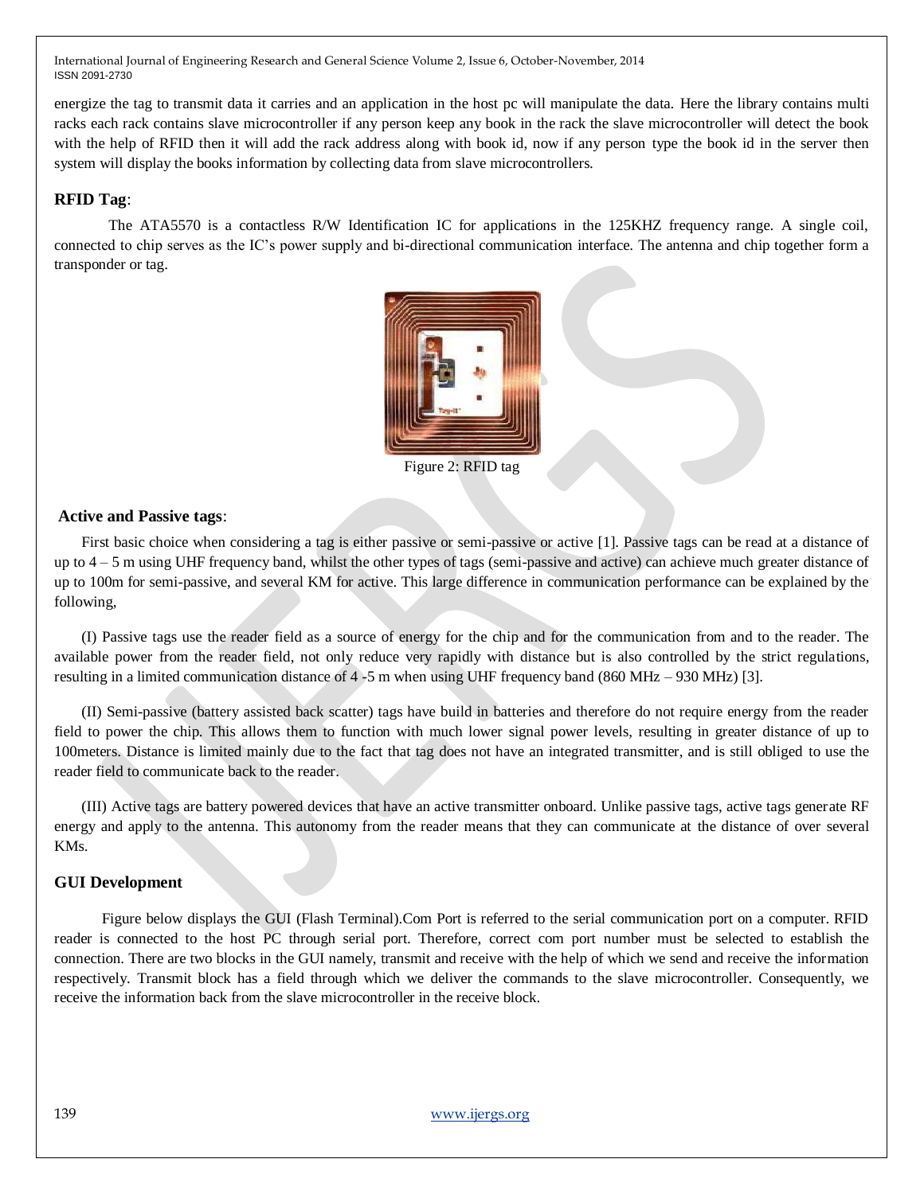energize the tag to transmit data it carries and an application in the host pc will manipulate the data. Here the library contains multi racks each rack contains slave microcontroller if any person keep any book in the rack the slave microcontroller will detect the book with the help of RFID then it will add the rack address along with book id, now if any person type the book id in the server then system will display the books information by collecting data from slave microcontrollers.

### RFID Tag:

The ATA5570 is a contactless R/W Identification IC for applications in the 125KHZ frequency range. A single coil, connected to chip serves as the IC's power supply and bi-directional communication interface. The antenna and chip together form a transponder or tag.

Figure 2: RFID tag

### Active and Passive tags:

First basic choice when considering a tag is either passive or semi-passive or active [1]. Passive tags can be read at a distance of up to 4 – 5 m using UHF frequency band, whilst the other types of tags (semi-passive and active) can achieve much greater distance of up to 100m for semi-passive, and several KM for active. This large difference in communication performance can be explained by the following,

(I) Passive tags use the reader field as a source of energy for the chip and for the communication from and to the reader. The available power from the reader field, not only reduce very rapidly with distance but is also controlled by the strict regulations, resulting in a limited communication distance of 4 -5 m when using UHF frequency band (860 MHz – 930 MHz) [3].

(II) Semi-passive (battery assisted back scatter) tags have build in batteries and therefore do not require energy from the reader field to power the chip. This allows them to function with much lower signal power levels, resulting in greater distance of up to 100meters. Distance is limited mainly due to the fact that tag does not have an integrated transmitter, and is still obliged to use the reader field to communicate back to the reader.

(III) Active tags are battery powered devices that have an active transmitter onboard. Unlike passive tags, active tags generate RF energy and apply to the antenna. This autonomy from the reader means that they can communicate at the distance of over several KMs.

### GUI Development

Figure below displays the GUI (Flash Terminal).Com Port is referred to the serial communication port on a computer. RFID reader is connected to the host PC through serial port. Therefore, correct com port number must be selected to establish the connection. There are two blocks in the GUI namely, transmit and receive with the help of which we send and receive the information respectively. Transmit block has a field through which we deliver the commands to the slave microcontroller. Consequently, we receive the information back from the slave microcontroller in the receive block.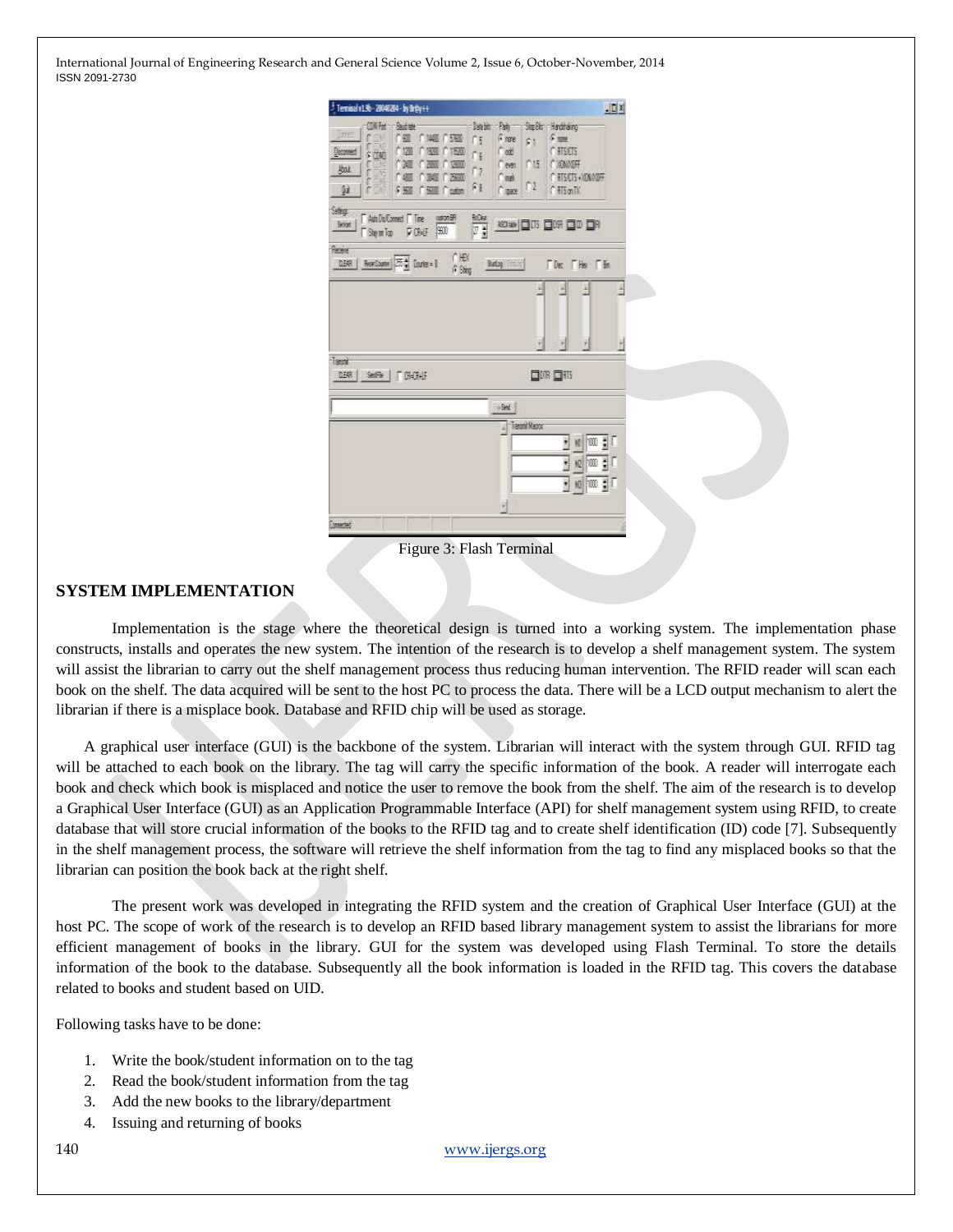Figure 3: Flash Terminal

## SYSTEM IMPLEMENTATION

Implementation is the stage where the theoretical design is turned into a working system. The implementation phase constructs, installs and operates the new system. The intention of the research is to develop a shelf management system. The system will assist the librarian to carry out the shelf management process thus reducing human intervention. The RFID reader will scan each book on the shelf. The data acquired will be sent to the host PC to process the data. There will be a LCD output mechanism to alert the librarian if there is a misplace book. Database and RFID chip will be used as storage.

A graphical user interface (GUI) is the backbone of the system. Librarian will interact with the system through GUI. RFID tag will be attached to each book on the library. The tag will carry the specific information of the book. A reader will interrogate each book and check which book is misplaced and notice the user to remove the book from the shelf. The aim of the research is to develop a Graphical User Interface (GUI) as an Application Programmable Interface (API) for shelf management system using RFID, to create database that will store crucial information of the books to the RFID tag and to create shelf identification (ID) code [7]. Subsequently in the shelf management process, the software will retrieve the shelf information from the tag to find any misplaced books so that the librarian can position the book back at the right shelf.

The present work was developed in integrating the RFID system and the creation of Graphical User Interface (GUI) at the host PC. The scope of work of the research is to develop an RFID based library management system to assist the librarians for more efficient management of books in the library. GUI for the system was developed using Flash Terminal. To store the details information of the book to the database. Subsequently all the book information is loaded in the RFID tag. This covers the database related to books and student based on UID.

Following tasks have to be done:

1. Write the book/student information on to the tag
2. Read the book/student information from the tag
3. Add the new books to the library/department
4. Issuing and returning of books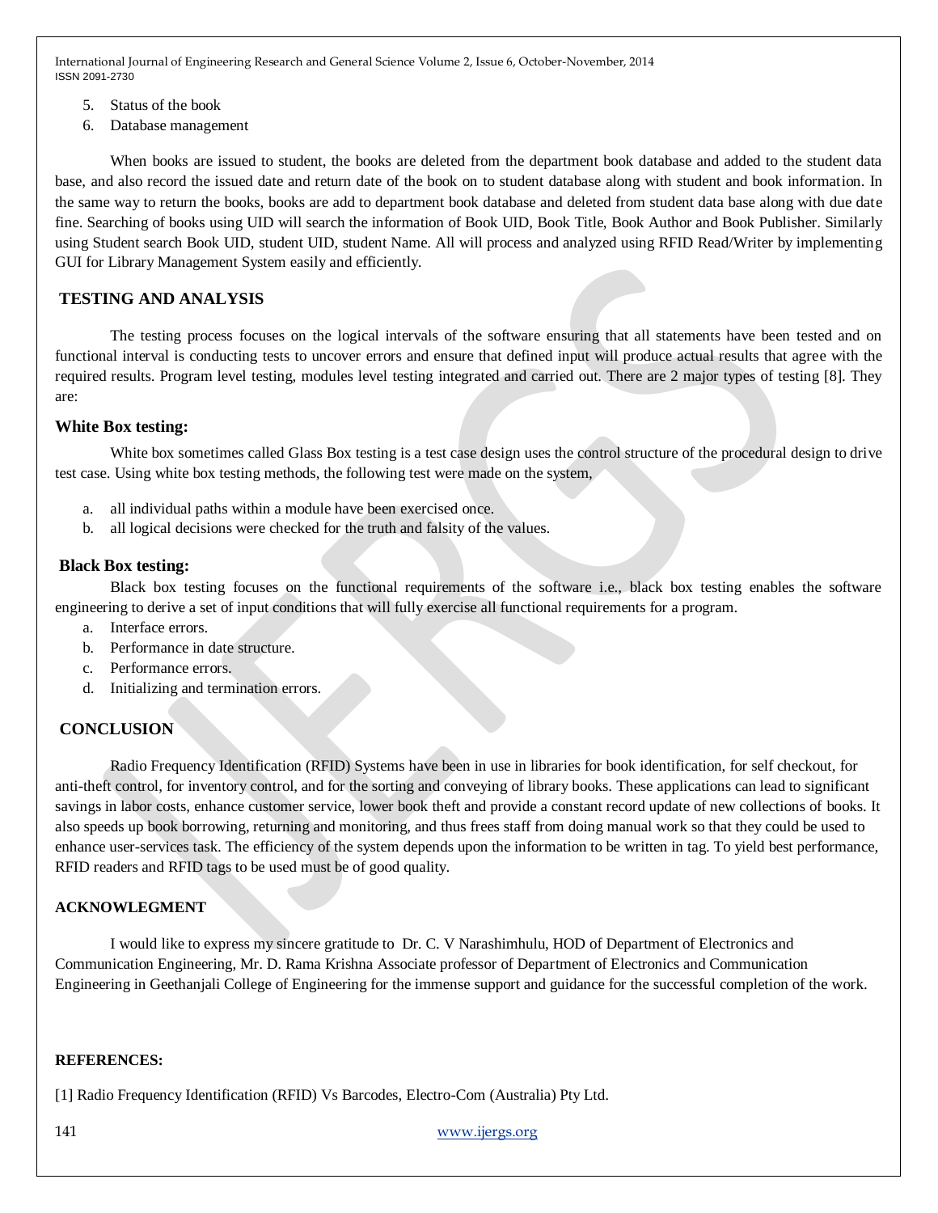5. Status of the book
6. Database management

When books are issued to student, the books are deleted from the department book database and added to the student data base, and also record the issued date and return date of the book on to student database along with student and book information. In the same way to return the books, books are add to department book database and deleted from student data base along with due date fine. Searching of books using UID will search the information of Book UID, Book Title, Book Author and Book Publisher. Similarly using Student search Book UID, student UID, student Name. All will process and analyzed using RFID Read/Writer by implementing GUI for Library Management System easily and efficiently.

## TESTING AND ANALYSIS

The testing process focuses on the logical intervals of the software ensuring that all statements have been tested and on functional interval is conducting tests to uncover errors and ensure that defined input will produce actual results that agree with the required results. Program level testing, modules level testing integrated and carried out. There are 2 major types of testing [8]. They are:

### White Box testing:

White box sometimes called Glass Box testing is a test case design uses the control structure of the procedural design to drive test case. Using white box testing methods, the following test were made on the system,

a. all individual paths within a module have been exercised once.
b. all logical decisions were checked for the truth and falsity of the values.

### Black Box testing:

Black box testing focuses on the functional requirements of the software i.e., black box testing enables the software engineering to derive a set of input conditions that will fully exercise all functional requirements for a program.

a. Interface errors.
b. Performance in date structure.
c. Performance errors.
d. Initializing and termination errors.

## CONCLUSION

Radio Frequency Identification (RFID) Systems have been in use in libraries for book identification, for self checkout, for anti-theft control, for inventory control, and for the sorting and conveying of library books. These applications can lead to significant savings in labor costs, enhance customer service, lower book theft and provide a constant record update of new collections of books. It also speeds up book borrowing, returning and monitoring, and thus frees staff from doing manual work so that they could be used to enhance user-services task. The efficiency of the system depends upon the information to be written in tag. To yield best performance, RFID readers and RFID tags to be used must be of good quality.

## ACKNOWLEGMENT

I would like to express my sincere gratitude to Dr. C. V Narashimhulu, HOD of Department of Electronics and Communication Engineering, Mr. D. Rama Krishna Associate professor of Department of Electronics and Communication Engineering in Geethanjali College of Engineering for the immense support and guidance for the successful completion of the work.

## REFERENCES:

[1] Radio Frequency Identification (RFID) Vs Barcodes, Electro-Com (Australia) Pty Ltd.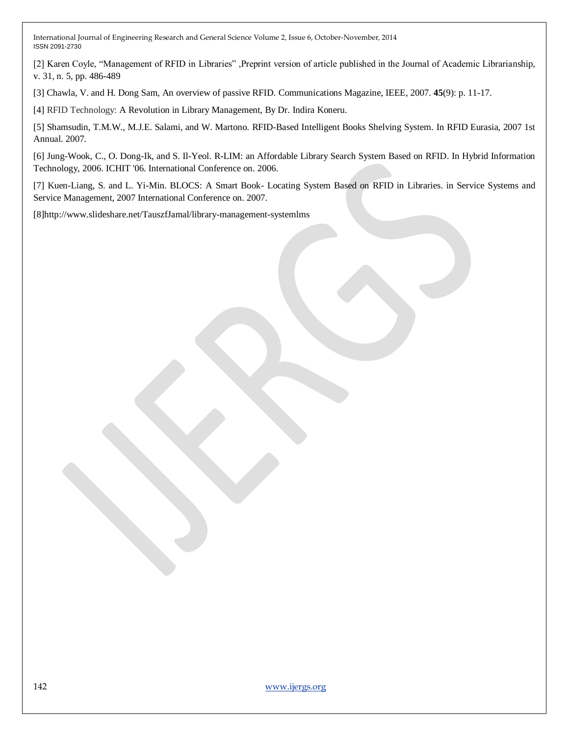[2] Karen Coyle, “Management of RFID in Libraries” ,Preprint version of article published in the Journal of Academic Librarianship, v. 31, n. 5, pp. 486-489

[3] Chawla, V. and H. Dong Sam, An overview of passive RFID. Communications Magazine, IEEE, 2007. **45**(9): p. 11-17.

[4] RFID Technology: A Revolution in Library Management, By Dr. Indira Koneru.

[5] Shamsudin, T.M.W., M.J.E. Salami, and W. Martono. RFID-Based Intelligent Books Shelving System. In RFID Eurasia, 2007 1st Annual. 2007.

[6] Jung-Wook, C., O. Dong-Ik, and S. Il-Yeol. R-LIM: an Affordable Library Search System Based on RFID. In Hybrid Information Technology, 2006. ICHIT '06. International Conference on. 2006.

[7] Kuen-Liang, S. and L. Yi-Min. BLOCS: A Smart Book- Locating System Based on RFID in Libraries. in Service Systems and Service Management, 2007 International Conference on. 2007.

[8]http://www.slideshare.net/TauszfJamal/library-management-systemlms